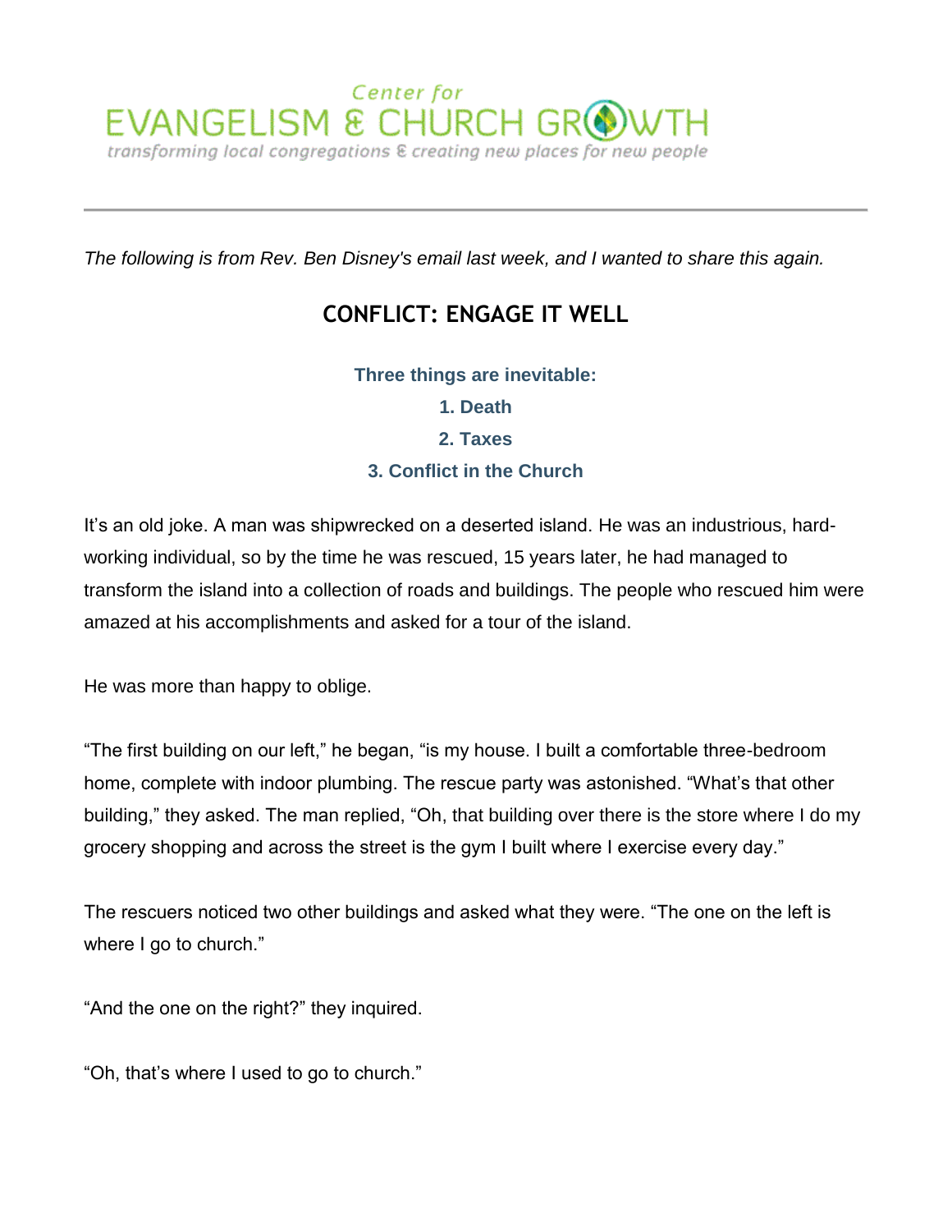Center for
EVANGELISM & CHURCH GROWTH
*transforming local congregations & creating new places for new people*

---

*The following is from Rev. Ben Disney's email last week, and I wanted to share this again.*

## CONFLICT: ENGAGE IT WELL

**Three things are inevitable:**

**1. Death**

**2. Taxes**

**3. Conflict in the Church**

It's an old joke. A man was shipwrecked on a deserted island. He was an industrious, hard-working individual, so by the time he was rescued, 15 years later, he had managed to transform the island into a collection of roads and buildings. The people who rescued him were amazed at his accomplishments and asked for a tour of the island.

He was more than happy to oblige.

"The first building on our left," he began, "is my house. I built a comfortable three-bedroom home, complete with indoor plumbing. The rescue party was astonished. "What's that other building," they asked. The man replied, "Oh, that building over there is the store where I do my grocery shopping and across the street is the gym I built where I exercise every day."

The rescuers noticed two other buildings and asked what they were. "The one on the left is where I go to church."

"And the one on the right?" they inquired.

"Oh, that's where I used to go to church."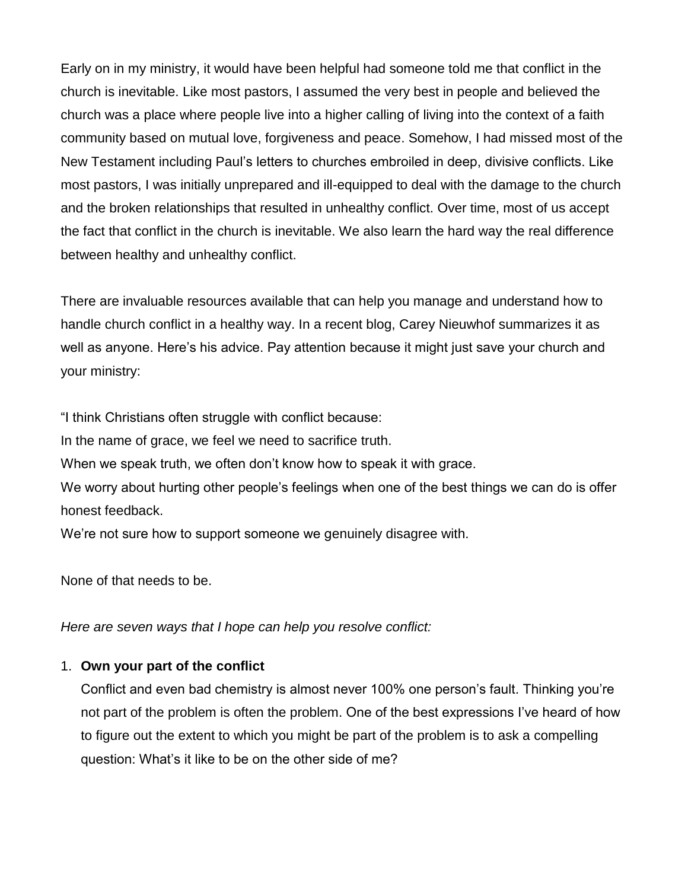Early on in my ministry, it would have been helpful had someone told me that conflict in the church is inevitable. Like most pastors, I assumed the very best in people and believed the church was a place where people live into a higher calling of living into the context of a faith community based on mutual love, forgiveness and peace. Somehow, I had missed most of the New Testament including Paul's letters to churches embroiled in deep, divisive conflicts. Like most pastors, I was initially unprepared and ill-equipped to deal with the damage to the church and the broken relationships that resulted in unhealthy conflict. Over time, most of us accept the fact that conflict in the church is inevitable. We also learn the hard way the real difference between healthy and unhealthy conflict.

There are invaluable resources available that can help you manage and understand how to handle church conflict in a healthy way. In a recent blog, Carey Nieuwhof summarizes it as well as anyone. Here's his advice. Pay attention because it might just save your church and your ministry:

"I think Christians often struggle with conflict because:
In the name of grace, we feel we need to sacrifice truth.
When we speak truth, we often don't know how to speak it with grace.
We worry about hurting other people's feelings when one of the best things we can do is offer honest feedback.
We're not sure how to support someone we genuinely disagree with.

None of that needs to be.

*Here are seven ways that I hope can help you resolve conflict:*

1. **Own your part of the conflict**
   Conflict and even bad chemistry is almost never 100% one person's fault. Thinking you're not part of the problem is often the problem. One of the best expressions I've heard of how to figure out the extent to which you might be part of the problem is to ask a compelling question: What's it like to be on the other side of me?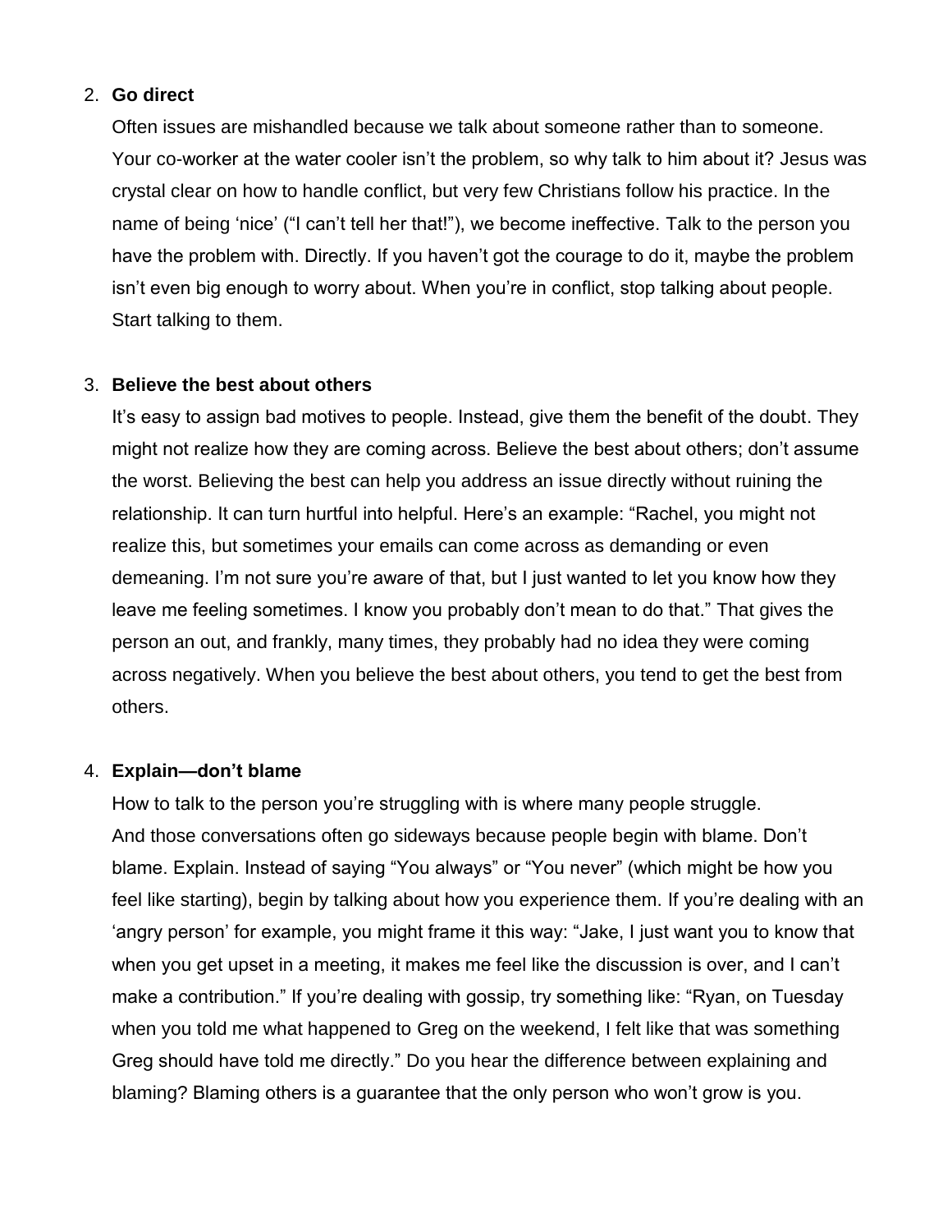2. **Go direct**

   Often issues are mishandled because we talk about someone rather than to someone. Your co-worker at the water cooler isn't the problem, so why talk to him about it? Jesus was crystal clear on how to handle conflict, but very few Christians follow his practice. In the name of being 'nice' ("I can't tell her that!"), we become ineffective. Talk to the person you have the problem with. Directly. If you haven't got the courage to do it, maybe the problem isn't even big enough to worry about. When you're in conflict, stop talking about people. Start talking to them.

3. **Believe the best about others**

   It's easy to assign bad motives to people. Instead, give them the benefit of the doubt. They might not realize how they are coming across. Believe the best about others; don't assume the worst. Believing the best can help you address an issue directly without ruining the relationship. It can turn hurtful into helpful. Here's an example: "Rachel, you might not realize this, but sometimes your emails can come across as demanding or even demeaning. I'm not sure you're aware of that, but I just wanted to let you know how they leave me feeling sometimes. I know you probably don't mean to do that." That gives the person an out, and frankly, many times, they probably had no idea they were coming across negatively. When you believe the best about others, you tend to get the best from others.

4. **Explain—don't blame**

   How to talk to the person you're struggling with is where many people struggle. And those conversations often go sideways because people begin with blame. Don't blame. Explain. Instead of saying "You always" or "You never" (which might be how you feel like starting), begin by talking about how you experience them. If you're dealing with an 'angry person' for example, you might frame it this way: "Jake, I just want you to know that when you get upset in a meeting, it makes me feel like the discussion is over, and I can't make a contribution." If you're dealing with gossip, try something like: "Ryan, on Tuesday when you told me what happened to Greg on the weekend, I felt like that was something Greg should have told me directly." Do you hear the difference between explaining and blaming? Blaming others is a guarantee that the only person who won't grow is you.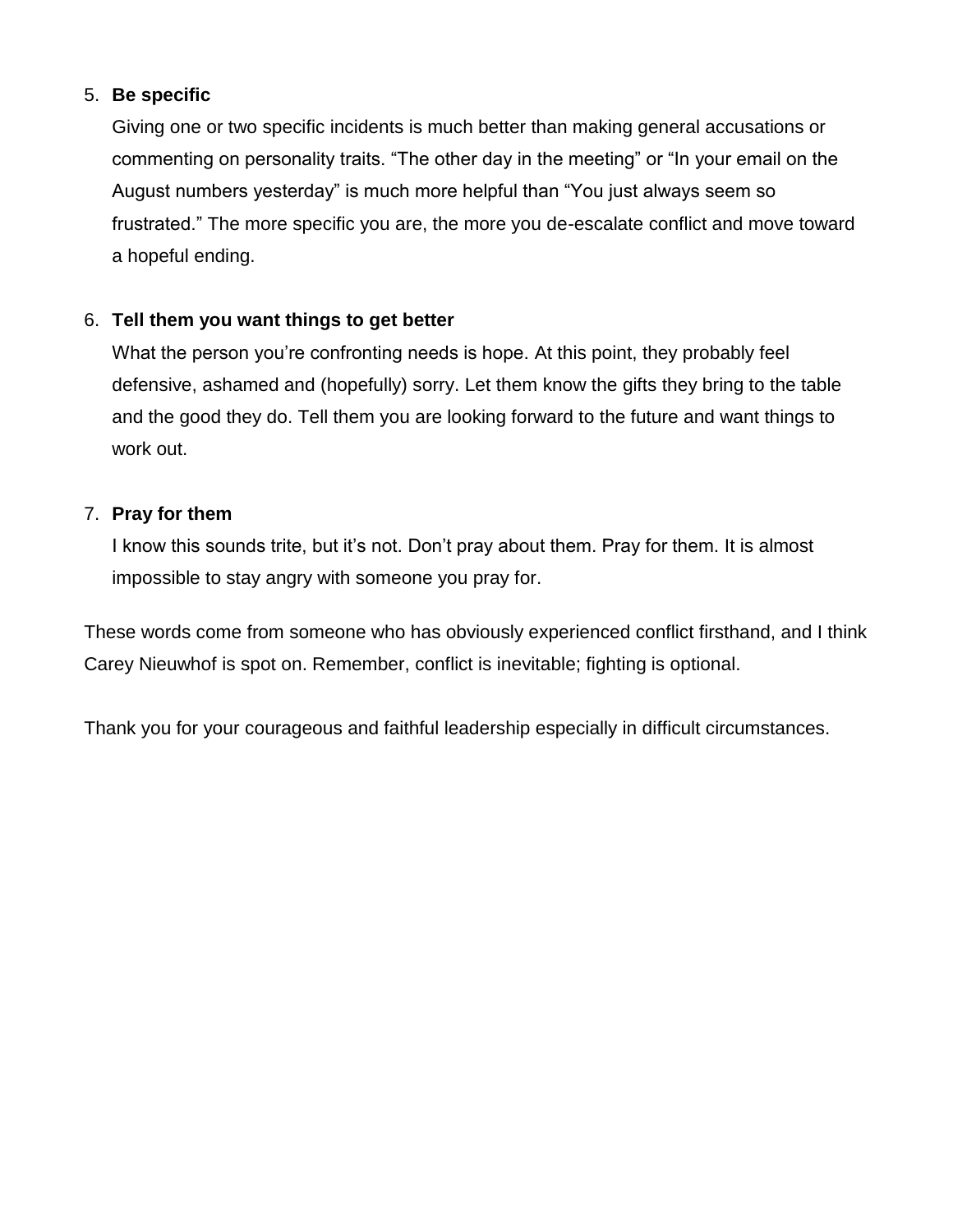5. **Be specific**

   Giving one or two specific incidents is much better than making general accusations or commenting on personality traits. "The other day in the meeting" or "In your email on the August numbers yesterday" is much more helpful than "You just always seem so frustrated." The more specific you are, the more you de-escalate conflict and move toward a hopeful ending.

6. **Tell them you want things to get better**

   What the person you're confronting needs is hope. At this point, they probably feel defensive, ashamed and (hopefully) sorry. Let them know the gifts they bring to the table and the good they do. Tell them you are looking forward to the future and want things to work out.

7. **Pray for them**

   I know this sounds trite, but it's not. Don't pray about them. Pray for them. It is almost impossible to stay angry with someone you pray for.

These words come from someone who has obviously experienced conflict firsthand, and I think Carey Nieuwhof is spot on. Remember, conflict is inevitable; fighting is optional.

Thank you for your courageous and faithful leadership especially in difficult circumstances.